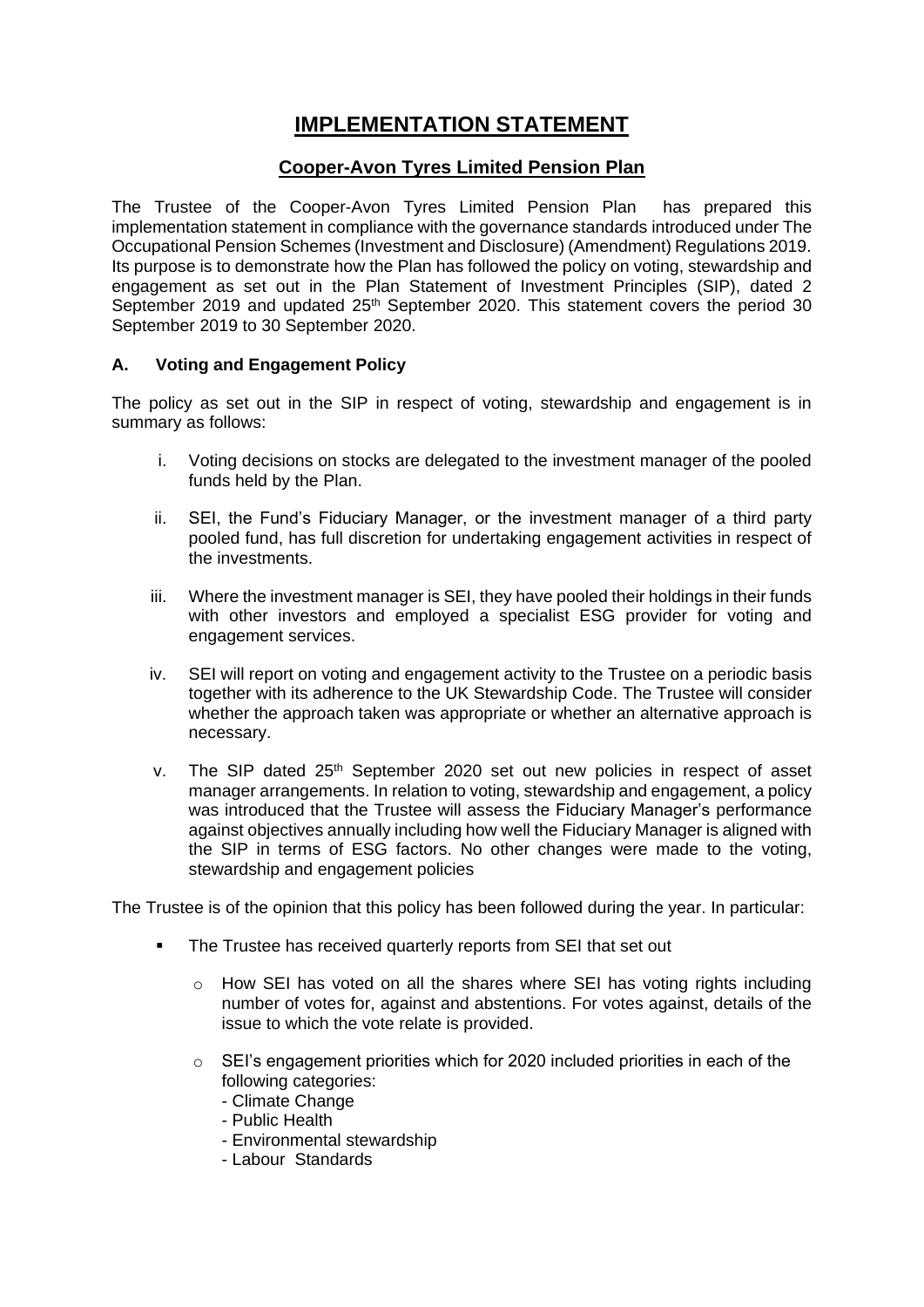# IMPLEMENTATION STATEMENT

## Cooper-Avon Tyres Limited Pension Plan

The Trustee of the Cooper-Avon Tyres Limited Pension Plan has prepared this implementation statement in compliance with the governance standards introduced under The Occupational Pension Schemes (Investment and Disclosure) (Amendment) Regulations 2019. Its purpose is to demonstrate how the Plan has followed the policy on voting, stewardship and engagement as set out in the Plan Statement of Investment Principles (SIP), dated 2 September 2019 and updated 25th September 2020. This statement covers the period 30 September 2019 to 30 September 2020.

### A. Voting and Engagement Policy

The policy as set out in the SIP in respect of voting, stewardship and engagement is in summary as follows:

i. Voting decisions on stocks are delegated to the investment manager of the pooled funds held by the Plan.

ii. SEI, the Fund's Fiduciary Manager, or the investment manager of a third party pooled fund, has full discretion for undertaking engagement activities in respect of the investments.

iii. Where the investment manager is SEI, they have pooled their holdings in their funds with other investors and employed a specialist ESG provider for voting and engagement services.

iv. SEI will report on voting and engagement activity to the Trustee on a periodic basis together with its adherence to the UK Stewardship Code. The Trustee will consider whether the approach taken was appropriate or whether an alternative approach is necessary.

v. The SIP dated 25th September 2020 set out new policies in respect of asset manager arrangements. In relation to voting, stewardship and engagement, a policy was introduced that the Trustee will assess the Fiduciary Manager's performance against objectives annually including how well the Fiduciary Manager is aligned with the SIP in terms of ESG factors. No other changes were made to the voting, stewardship and engagement policies

The Trustee is of the opinion that this policy has been followed during the year. In particular:

- The Trustee has received quarterly reports from SEI that set out
  - How SEI has voted on all the shares where SEI has voting rights including number of votes for, against and abstentions. For votes against, details of the issue to which the vote relate is provided.
  - SEI's engagement priorities which for 2020 included priorities in each of the following categories:
    - Climate Change
    - Public Health
    - Environmental stewardship
    - Labour Standards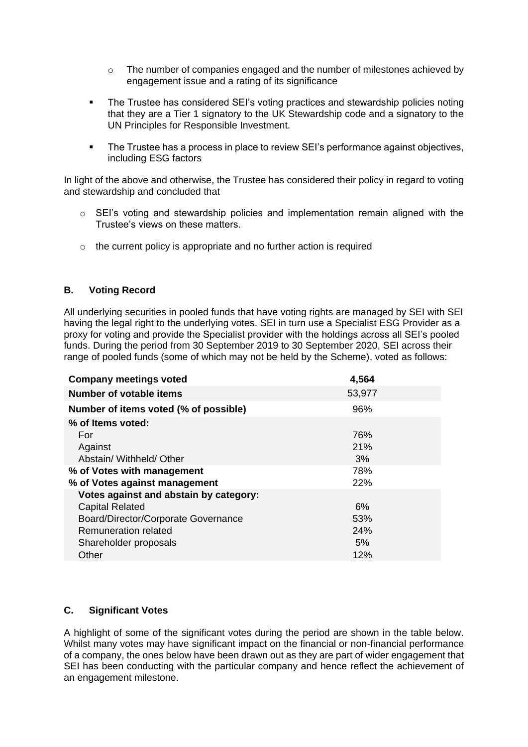- The number of companies engaged and the number of milestones achieved by engagement issue and a rating of its significance

- The Trustee has considered SEI's voting practices and stewardship policies noting that they are a Tier 1 signatory to the UK Stewardship code and a signatory to the UN Principles for Responsible Investment.

- The Trustee has a process in place to review SEI's performance against objectives, including ESG factors

In light of the above and otherwise, the Trustee has considered their policy in regard to voting and stewardship and concluded that

- SEI's voting and stewardship policies and implementation remain aligned with the Trustee's views on these matters.

- the current policy is appropriate and no further action is required

### B. Voting Record

All underlying securities in pooled funds that have voting rights are managed by SEI with SEI having the legal right to the underlying votes. SEI in turn use a Specialist ESG Provider as a proxy for voting and provide the Specialist provider with the holdings across all SEI's pooled funds. During the period from 30 September 2019 to 30 September 2020, SEI across their range of pooled funds (some of which may not be held by the Scheme), voted as follows:

| **Company meetings voted** | **4,564** |
|---|---|
| **Number of votable items** | 53,977 |
| **Number of items voted (% of possible)** | 96% |
| **% of Items voted:** | |
| For | 76% |
| Against | 21% |
| Abstain/ Withheld/ Other | 3% |
| **% of Votes with management** | 78% |
| **% of Votes against management** | 22% |
| **Votes against and abstain by category:** | |
| Capital Related | 6% |
| Board/Director/Corporate Governance | 53% |
| Remuneration related | 24% |
| Shareholder proposals | 5% |
| Other | 12% |

### C. Significant Votes

A highlight of some of the significant votes during the period are shown in the table below. Whilst many votes may have significant impact on the financial or non-financial performance of a company, the ones below have been drawn out as they are part of wider engagement that SEI has been conducting with the particular company and hence reflect the achievement of an engagement milestone.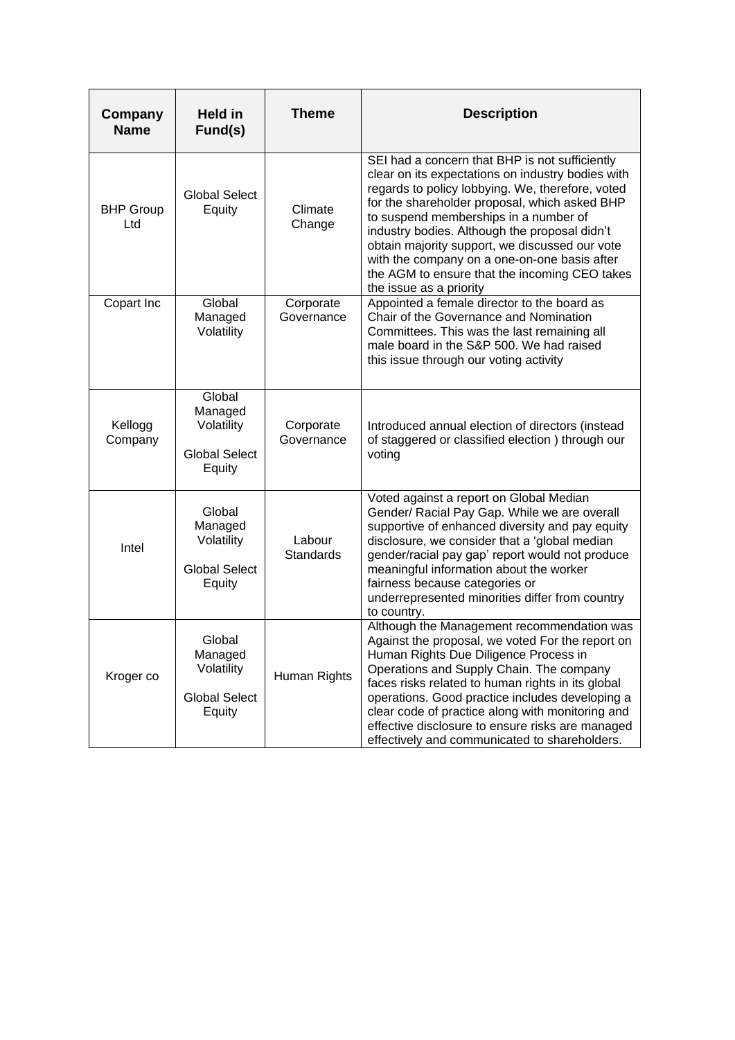| Company Name | Held in Fund(s) | Theme | Description |
|---|---|---|---|
| BHP Group Ltd | Global Select Equity | Climate Change | SEI had a concern that BHP is not sufficiently clear on its expectations on industry bodies with regards to policy lobbying. We, therefore, voted for the shareholder proposal, which asked BHP to suspend memberships in a number of industry bodies. Although the proposal didn't obtain majority support, we discussed our vote with the company on a one-on-one basis after the AGM to ensure that the incoming CEO takes the issue as a priority |
| Copart Inc | Global Managed Volatility | Corporate Governance | Appointed a female director to the board as Chair of the Governance and Nomination Committees. This was the last remaining all male board in the S&P 500. We had raised this issue through our voting activity |
| Kellogg Company | Global Managed Volatility<br><br>Global Select Equity | Corporate Governance | Introduced annual election of directors (instead of staggered or classified election ) through our voting |
| Intel | Global Managed Volatility<br><br>Global Select Equity | Labour Standards | Voted against a report on Global Median Gender/ Racial Pay Gap. While we are overall supportive of enhanced diversity and pay equity disclosure, we consider that a 'global median gender/racial pay gap' report would not produce meaningful information about the worker fairness because categories or underrepresented minorities differ from country to country. |
| Kroger co | Global Managed Volatility<br><br>Global Select Equity | Human Rights | Although the Management recommendation was Against the proposal, we voted For the report on Human Rights Due Diligence Process in Operations and Supply Chain. The company faces risks related to human rights in its global operations. Good practice includes developing a clear code of practice along with monitoring and effective disclosure to ensure risks are managed effectively and communicated to shareholders. |